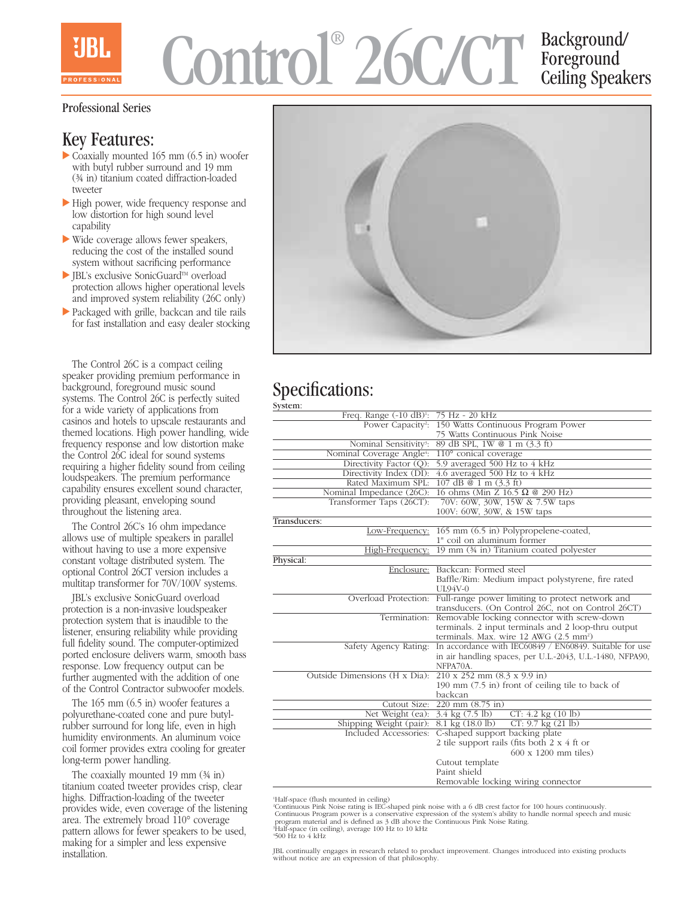# Control® 26C/CT Background/Foreground Ceiling Speakers

JBL PROFESSIONAL

Professional Series

## Key Features:

- Coaxially mounted 165 mm (6.5 in) woofer with butyl rubber surround and 19 mm (¾ in) titanium coated diffraction-loaded tweeter
- High power, wide frequency response and low distortion for high sound level capability
- Wide coverage allows fewer speakers, reducing the cost of the installed sound system without sacrificing performance
- JBL's exclusive SonicGuard™ overload protection allows higher operational levels and improved system reliability (26C only)
- Packaged with grille, backcan and tile rails for fast installation and easy dealer stocking

The Control 26C is a compact ceiling speaker providing premium performance in background, foreground music sound systems. The Control 26C is perfectly suited for a wide variety of applications from casinos and hotels to upscale restaurants and themed locations. High power handling, wide frequency response and low distortion make the Control 26C ideal for sound systems requiring a higher fidelity sound from ceiling loudspeakers. The premium performance capability ensures excellent sound character, providing pleasant, enveloping sound throughout the listening area.

The Control 26C's 16 ohm impedance allows use of multiple speakers in parallel without having to use a more expensive constant voltage distributed system. The optional Control 26CT version includes a multitap transformer for 70V/100V systems.

JBL's exclusive SonicGuard overload protection is a non-invasive loudspeaker protection system that is inaudible to the listener, ensuring reliability while providing full fidelity sound. The computer-optimized ported enclosure delivers warm, smooth bass response. Low frequency output can be further augmented with the addition of one of the Control Contractor subwoofer models.

The 165 mm (6.5 in) woofer features a polyurethane-coated cone and pure butyl-rubber surround for long life, even in high humidity environments. An aluminum voice coil former provides extra cooling for greater long-term power handling.

The coaxially mounted 19 mm (¾ in) titanium coated tweeter provides crisp, clear highs. Diffraction-loading of the tweeter provides wide, even coverage of the listening area. The extremely broad 110° coverage pattern allows for fewer speakers to be used, making for a simpler and less expensive installation.

## Specifications:

| | |
|---|---|
| **System:** | |
| Freq. Range (-10 dB)[1]: | 75 Hz - 20 kHz |
| Power Capacity[2]: | 150 Watts Continuous Program Power<br>75 Watts Continuous Pink Noise |
| Nominal Sensitivity[3]: | 89 dB SPL, 1W @ 1 m (3.3 ft) |
| Nominal Coverage Angle[4]: | 110° conical coverage |
| Directivity Factor (Q): | 5.9 averaged 500 Hz to 4 kHz |
| Directivity Index (DI): | 4.6 averaged 500 Hz to 4 kHz |
| Rated Maximum SPL: | 107 dB @ 1 m (3.3 ft) |
| Nominal Impedance (26C): | 16 ohms (Min Z 16.5 Ω @ 290 Hz) |
| Transformer Taps (26CT): | 70V: 60W, 30W, 15W & 7.5W taps<br>100V: 60W, 30W, & 15W taps |
| **Transducers:** | |
| Low-Frequency: | 165 mm (6.5 in) Polypropelene-coated, 1" coil on aluminum former |
| High-Frequency: | 19 mm (¾ in) Titanium coated polyester |
| **Physical:** | |
| Enclosure: | Backcan: Formed steel<br>Baffle/Rim: Medium impact polystyrene, fire rated UL94V-0 |
| Overload Protection: | Full-range power limiting to protect network and transducers. (On Control 26C, not on Control 26CT) |
| Termination: | Removable locking connector with screw-down terminals. 2 input terminals and 2 loop-thru output terminals. Max. wire 12 AWG (2.5 mm²) |
| Safety Agency Rating: | In accordance with IEC60849 / EN60849. Suitable for use in air handling spaces, per U.L.-2043, U.L.-1480, NFPA90, NFPA70A. |
| Outside Dimensions (H x Dia): | 210 x 252 mm (8.3 x 9.9 in)<br>190 mm (7.5 in) front of ceiling tile to back of backcan |
| Cutout Size: | 220 mm (8.75 in) |
| Net Weight (ea): | 3.4 kg (7.5 lb) CT: 4.2 kg (10 lb) |
| Shipping Weight (pair): | 8.1 kg (18.0 lb) CT: 9.7 kg (21 lb) |
| Included Accessories: | C-shaped support backing plate<br>2 tile support rails (fits both 2 x 4 ft or 600 x 1200 mm tiles)<br>Cutout template<br>Paint shield<br>Removable locking wiring connector |

[1]Half-space (flush mounted in ceiling)
[2]Continuous Pink Noise rating is IEC-shaped pink noise with a 6 dB crest factor for 100 hours continuously. Continuous Program power is a conservative expression of the system's ability to handle normal speech and music program material and is defined as 3 dB above the Continuous Pink Noise Rating.
[3]Half-space (in ceiling), average 100 Hz to 10 kHz
[4]500 Hz to 4 kHz

JBL continually engages in research related to product improvement. Changes introduced into existing products without notice are an expression of that philosophy.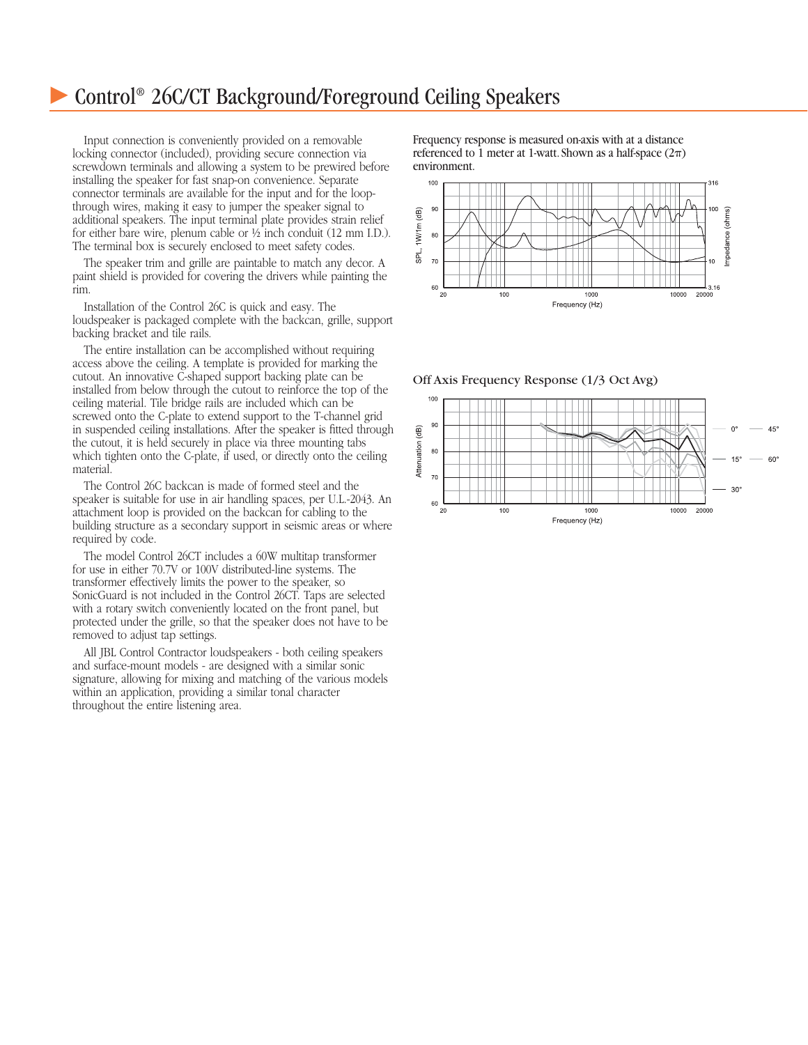# Control® 26C/CT Background/Foreground Ceiling Speakers

Input connection is conveniently provided on a removable locking connector (included), providing secure connection via screwdown terminals and allowing a system to be prewired before installing the speaker for fast snap-on convenience. Separate connector terminals are available for the input and for the loop-through wires, making it easy to jumper the speaker signal to additional speakers. The input terminal plate provides strain relief for either bare wire, plenum cable or ½ inch conduit (12 mm I.D.). The terminal box is securely enclosed to meet safety codes.

The speaker trim and grille are paintable to match any decor. A paint shield is provided for covering the drivers while painting the rim.

Installation of the Control 26C is quick and easy. The loudspeaker is packaged complete with the backcan, grille, support backing bracket and tile rails.

The entire installation can be accomplished without requiring access above the ceiling. A template is provided for marking the cutout. An innovative C-shaped support backing plate can be installed from below through the cutout to reinforce the top of the ceiling material. Tile bridge rails are included which can be screwed onto the C-plate to extend support to the T-channel grid in suspended ceiling installations. After the speaker is fitted through the cutout, it is held securely in place via three mounting tabs which tighten onto the C-plate, if used, or directly onto the ceiling material.

The Control 26C backcan is made of formed steel and the speaker is suitable for use in air handling spaces, per U.L.-2043. An attachment loop is provided on the backcan for cabling to the building structure as a secondary support in seismic areas or where required by code.

The model Control 26CT includes a 60W multitap transformer for use in either 70.7V or 100V distributed-line systems. The transformer effectively limits the power to the speaker, so SonicGuard is not included in the Control 26CT. Taps are selected with a rotary switch conveniently located on the front panel, but protected under the grille, so that the speaker does not have to be removed to adjust tap settings.

All JBL Control Contractor loudspeakers - both ceiling speakers and surface-mount models - are designed with a similar sonic signature, allowing for mixing and matching of the various models within an application, providing a similar tonal character throughout the entire listening area.

Frequency response is measured on-axis with at a distance referenced to 1 meter at 1-watt. Shown as a half-space ($2\pi$) environment.

Off Axis Frequency Response (1/3 Oct Avg)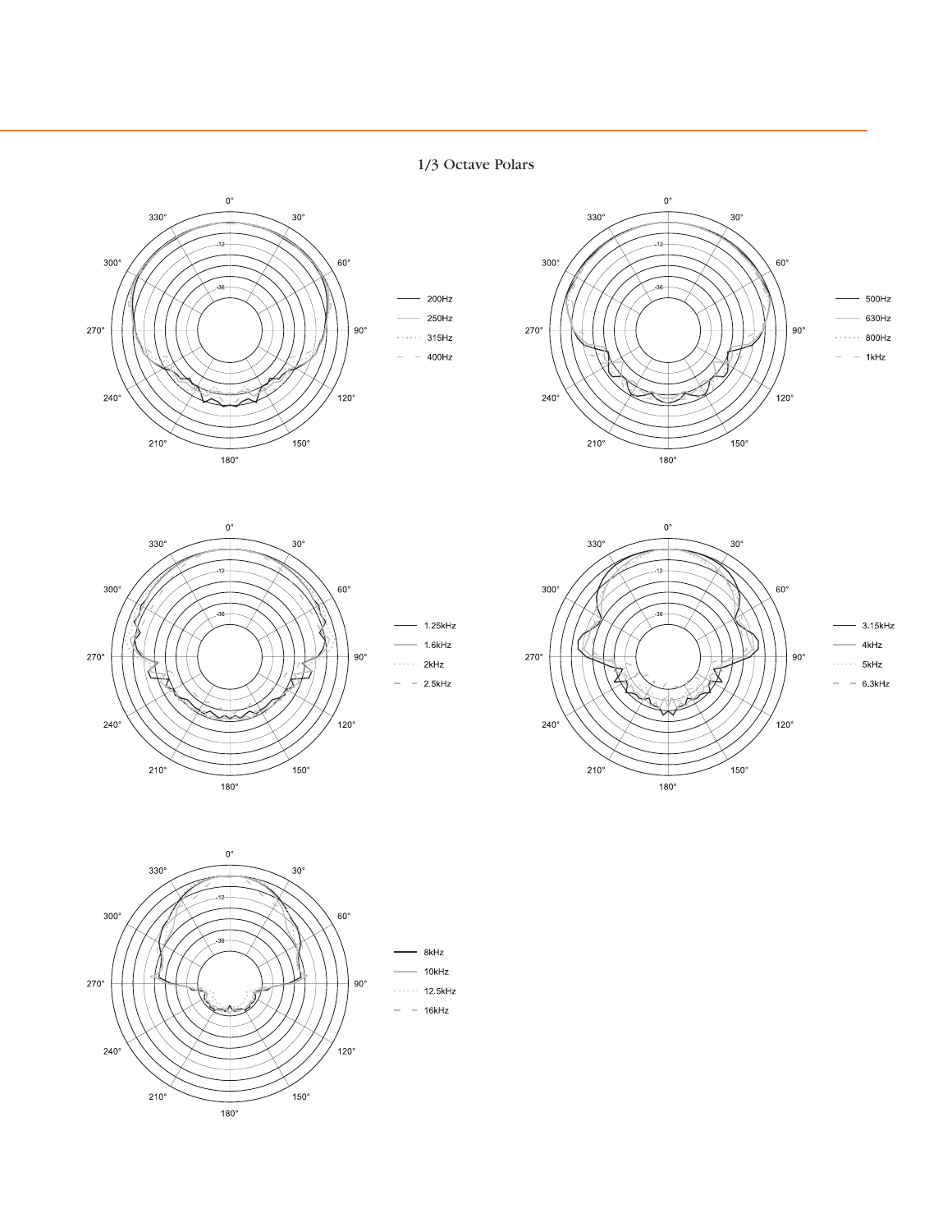# 1/3 Octave Polars

0° 30° 60° 90° 120° 150° 180° 210° 240° 270° 300° 330°

-12 -36

- 200Hz
- 250Hz
- 315Hz
- 400Hz

0° 30° 60° 90° 120° 150° 180° 210° 240° 270° 300° 330°

-12 -36

- 500Hz
- 630Hz
- 800Hz
- 1kHz

0° 30° 60° 90° 120° 150° 180° 210° 240° 270° 300° 330°

-12 -36

- 1.25kHz
- 1.6kHz
- 2kHz
- 2.5kHz

0° 30° 60° 90° 120° 150° 180° 210° 240° 270° 300° 330°

-12 -36

- 3.15kHz
- 4kHz
- 5kHz
- 6.3kHz

0° 30° 60° 90° 120° 150° 180° 210° 240° 270° 300° 330°

-12 -36

- 8kHz
- 10kHz
- 12.5kHz
- 16kHz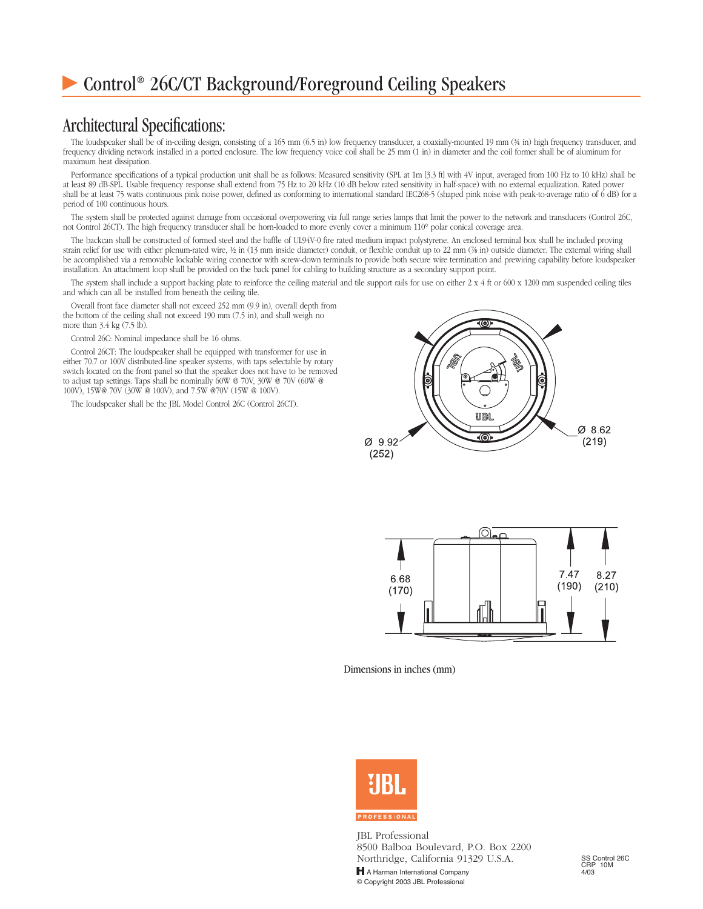# Control® 26C/CT Background/Foreground Ceiling Speakers

## Architectural Specifications:

The loudspeaker shall be of in-ceiling design, consisting of a 165 mm (6.5 in) low frequency transducer, a coaxially-mounted 19 mm (¾ in) high frequency transducer, and frequency dividing network installed in a ported enclosure. The low frequency voice coil shall be 25 mm (1 in) in diameter and the coil former shall be of aluminum for maximum heat dissipation.

Performance specifications of a typical production unit shall be as follows: Measured sensitivity (SPL at 1m [3.3 ft] with 4V input, averaged from 100 Hz to 10 kHz) shall be at least 89 dB-SPL. Usable frequency response shall extend from 75 Hz to 20 kHz (10 dB below rated sensitivity in half-space) with no external equalization. Rated power shall be at least 75 watts continuous pink noise power, defined as conforming to international standard IEC268-5 (shaped pink noise with peak-to-average ratio of 6 dB) for a period of 100 continuous hours.

The system shall be protected against damage from occasional overpowering via full range series lamps that limit the power to the network and transducers (Control 26C, not Control 26CT). The high frequency transducer shall be horn-loaded to more evenly cover a minimum 110° polar conical coverage area.

The backcan shall be constructed of formed steel and the baffle of UL94V-0 fire rated medium impact polystyrene. An enclosed terminal box shall be included proving strain relief for use with either plenum-rated wire, ½ in (13 mm inside diameter) conduit, or flexible conduit up to 22 mm (⅞ in) outside diameter. The external wiring shall be accomplished via a removable lockable wiring connector with screw-down terminals to provide both secure wire termination and prewiring capability before loudspeaker installation. An attachment loop shall be provided on the back panel for cabling to building structure as a secondary support point.

The system shall include a support backing plate to reinforce the ceiling material and tile support rails for use on either 2 x 4 ft or 600 x 1200 mm suspended ceiling tiles and which can all be installed from beneath the ceiling tile.

Overall front face diameter shall not exceed 252 mm (9.9 in), overall depth from the bottom of the ceiling shall not exceed 190 mm (7.5 in), and shall weigh no more than 3.4 kg (7.5 lb).

Control 26C: Nominal impedance shall be 16 ohms.

Control 26CT: The loudspeaker shall be equipped with transformer for use in either 70.7 or 100V distributed-line speaker systems, with taps selectable by rotary switch located on the front panel so that the speaker does not have to be removed to adjust tap settings. Taps shall be nominally 60W @ 70V, 30W @ 70V (60W @ 100V), 15W@ 70V (30W @ 100V), and 7.5W @70V (15W @ 100V).

The loudspeaker shall be the JBL Model Control 26C (Control 26CT).

Ø 9.92
(252)

Ø 8.62
(219)

6.68
(170)

7.47
(190)

8.27
(210)

Dimensions in inches (mm)

JBL Professional
8500 Balboa Boulevard, P.O. Box 2200
Northridge, California 91329 U.S.A.
A Harman International Company
© Copyright 2003 JBL Professional

SS Control 26C
CRP 10M
4/03